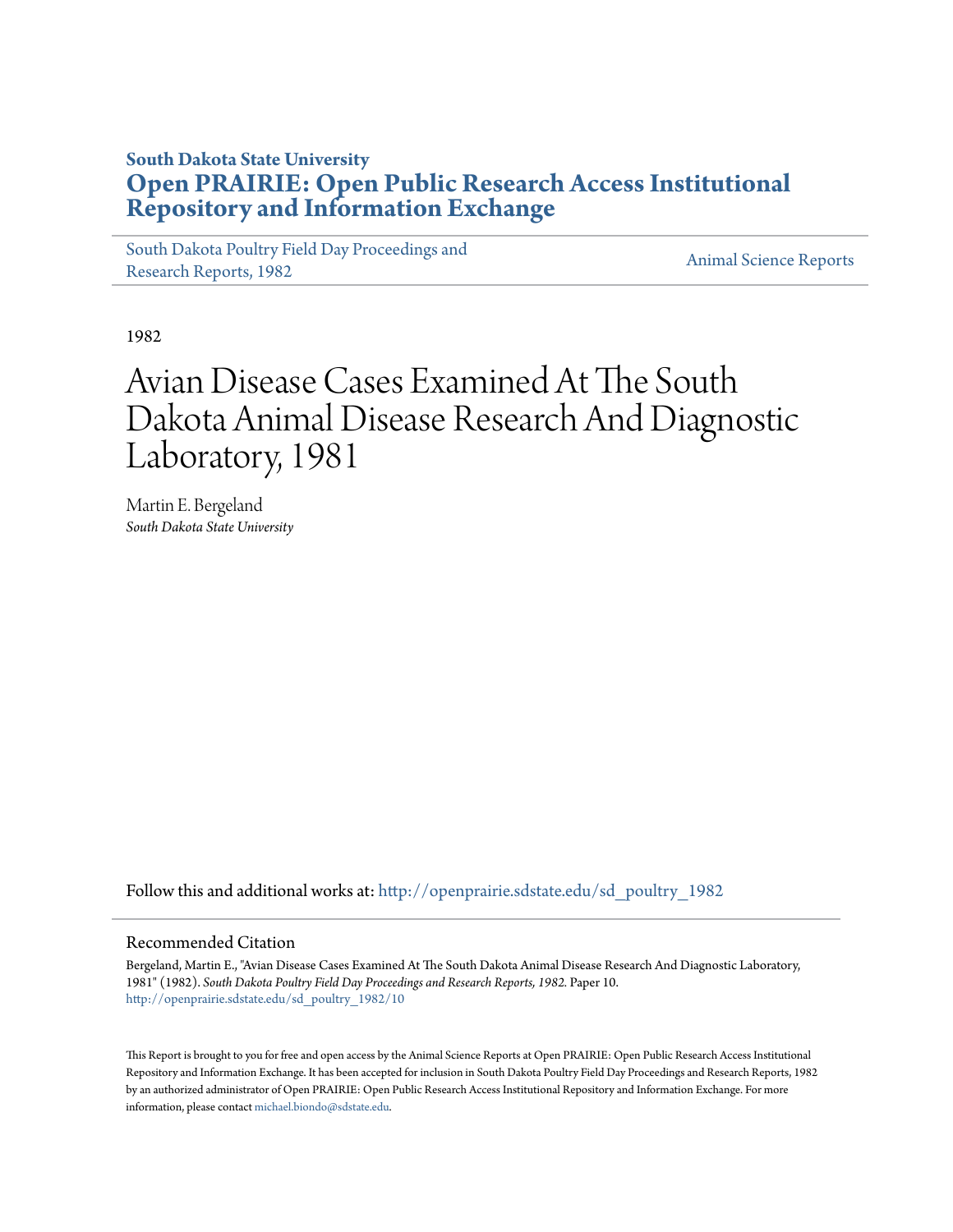**South Dakota State University**

**Open PRAIRIE: Open Public Research Access Institutional Repository and Information Exchange**

South Dakota Poultry Field Day Proceedings and Research Reports, 1982

Animal Science Reports

1982

# Avian Disease Cases Examined At The South Dakota Animal Disease Research And Diagnostic Laboratory, 1981

Martin E. Bergeland
*South Dakota State University*

Follow this and additional works at: http://openprairie.sdstate.edu/sd_poultry_1982

## Recommended Citation

Bergeland, Martin E., "Avian Disease Cases Examined At The South Dakota Animal Disease Research And Diagnostic Laboratory, 1981" (1982). *South Dakota Poultry Field Day Proceedings and Research Reports, 1982.* Paper 10.
http://openprairie.sdstate.edu/sd_poultry_1982/10

This Report is brought to you for free and open access by the Animal Science Reports at Open PRAIRIE: Open Public Research Access Institutional Repository and Information Exchange. It has been accepted for inclusion in South Dakota Poultry Field Day Proceedings and Research Reports, 1982 by an authorized administrator of Open PRAIRIE: Open Public Research Access Institutional Repository and Information Exchange. For more information, please contact michael.biondo@sdstate.edu.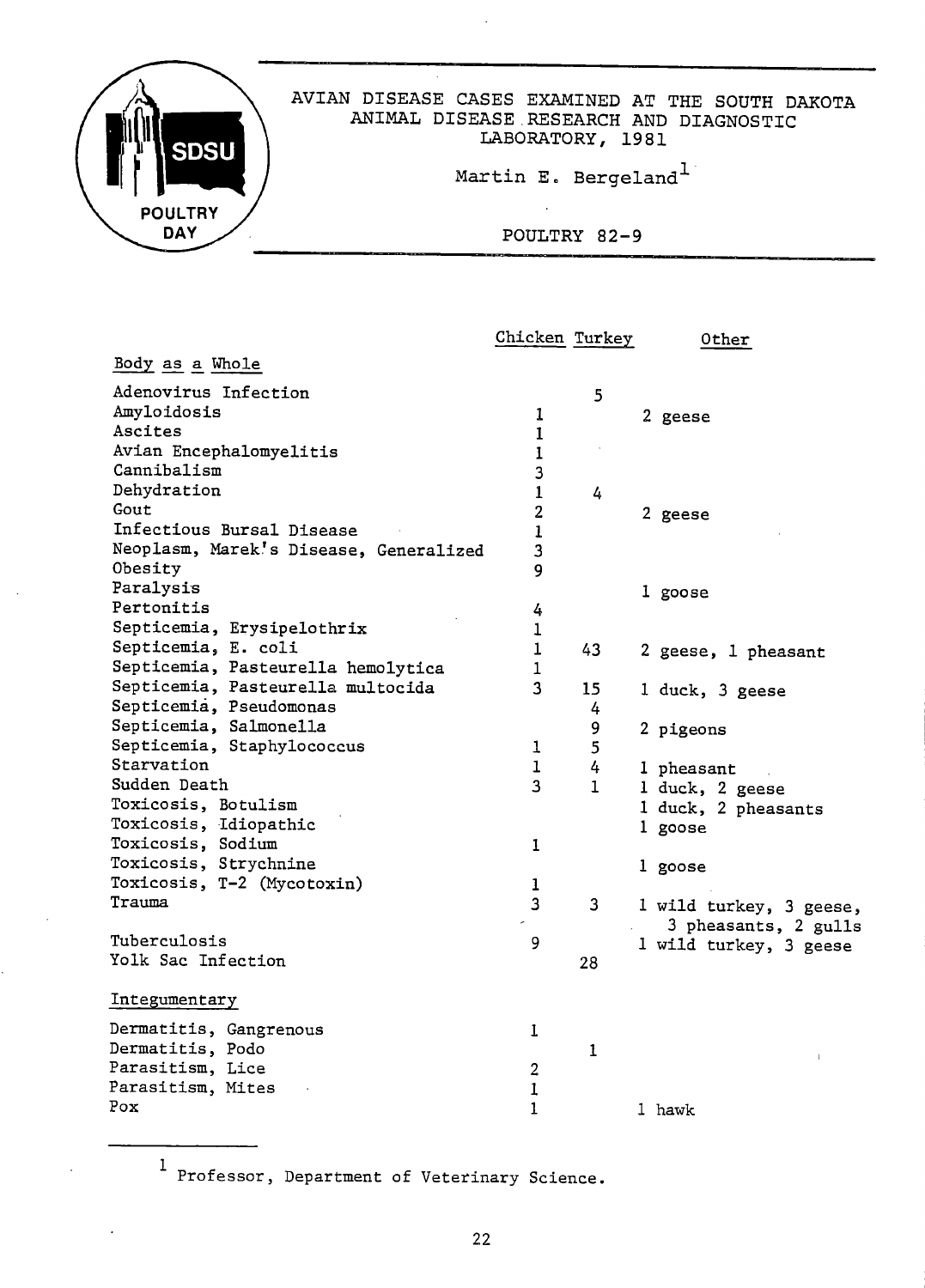# AVIAN DISEASE CASES EXAMINED AT THE SOUTH DAKOTA ANIMAL DISEASE RESEARCH AND DIAGNOSTIC LABORATORY, 1981

Martin E. Bergeland[1]

POULTRY 82-9

| | Chicken | Turkey | Other |
|---|---|---|---|
| **Body as a Whole** | | | |
| Adenovirus Infection | | 5 | |
| Amyloidosis | 1 | | 2 geese |
| Ascites | 1 | | |
| Avian Encephalomyelitis | 1 | | |
| Cannibalism | 3 | | |
| Dehydration | 1 | 4 | |
| Gout | 2 | | 2 geese |
| Infectious Bursal Disease | 1 | | |
| Neoplasm, Marek's Disease, Generalized | 3 | | |
| Obesity | 9 | | |
| Paralysis | | | 1 goose |
| Pertonitis | 4 | | |
| Septicemia, Erysipelothrix | 1 | | |
| Septicemia, E. coli | 1 | 43 | 2 geese, 1 pheasant |
| Septicemia, Pasteurella hemolytica | 1 | | |
| Septicemia, Pasteurella multocida | 3 | 15 | 1 duck, 3 geese |
| Septicemia, Pseudomonas | | 4 | |
| Septicemia, Salmonella | | 9 | 2 pigeons |
| Septicemia, Staphylococcus | 1 | 5 | |
| Starvation | 1 | 4 | 1 pheasant |
| Sudden Death | 3 | 1 | 1 duck, 2 geese |
| Toxicosis, Botulism | | | 1 duck, 2 pheasants |
| Toxicosis, Idiopathic | | | 1 goose |
| Toxicosis, Sodium | 1 | | |
| Toxicosis, Strychnine | | | 1 goose |
| Toxicosis, T-2 (Mycotoxin) | 1 | | |
| Trauma | 3 | 3 | 1 wild turkey, 3 geese, 3 pheasants, 2 gulls |
| Tuberculosis | 9 | | 1 wild turkey, 3 geese |
| Yolk Sac Infection | | 28 | |
| **Integumentary** | | | |
| Dermatitis, Gangrenous | 1 | | |
| Dermatitis, Podo | | 1 | |
| Parasitism, Lice | 2 | | |
| Parasitism, Mites | 1 | | |
| Pox | 1 | | 1 hawk |

---

[1] Professor, Department of Veterinary Science.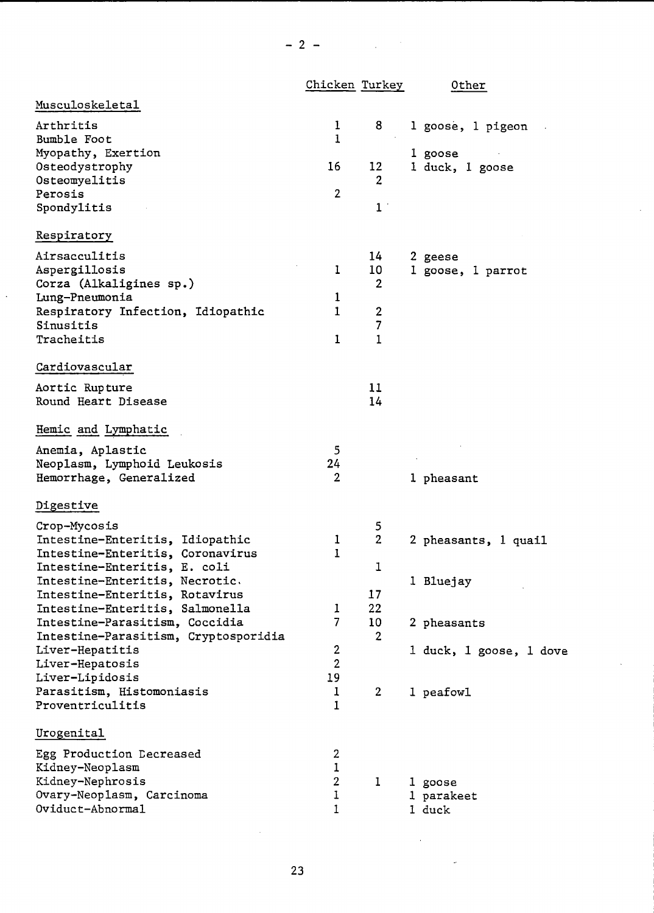| | Chicken | Turkey | Other |
|---|---|---|---|
| **Musculoskeletal** | | | |
| Arthritis | 1 | 8 | 1 goose, 1 pigeon |
| Bumble Foot | 1 | | |
| Myopathy, Exertion | | | 1 goose |
| Osteodystrophy | 16 | 12 | 1 duck, 1 goose |
| Osteomyelitis | | 2 | |
| Perosis | 2 | | |
| Spondylitis | | 1 | |
| **Respiratory** | | | |
| Airsacculitis | | 14 | 2 geese |
| Aspergillosis | 1 | 10 | 1 goose, 1 parrot |
| Corza (Alkaligines sp.) | | 2 | |
| Lung-Pneumonia | 1 | | |
| Respiratory Infection, Idiopathic | 1 | 2 | |
| Sinusitis | | 7 | |
| Tracheitis | 1 | 1 | |
| **Cardiovascular** | | | |
| Aortic Rupture | | 11 | |
| Round Heart Disease | | 14 | |
| **Hemic and Lymphatic** | | | |
| Anemia, Aplastic | 5 | | |
| Neoplasm, Lymphoid Leukosis | 24 | | |
| Hemorrhage, Generalized | 2 | | 1 pheasant |
| **Digestive** | | | |
| Crop-Mycosis | | 5 | |
| Intestine-Enteritis, Idiopathic | 1 | 2 | 2 pheasants, 1 quail |
| Intestine-Enteritis, Coronavirus | 1 | | |
| Intestine-Enteritis, E. coli | | 1 | |
| Intestine-Enteritis, Necrotic. | | | 1 Bluejay |
| Intestine-Enteritis, Rotavirus | | 17 | |
| Intestine-Enteritis, Salmonella | 1 | 22 | |
| Intestine-Parasitism, Coccidia | 7 | 10 | 2 pheasants |
| Intestine-Parasitism, Cryptosporidia | | 2 | |
| Liver-Hepatitis | 2 | | 1 duck, 1 goose, 1 dove |
| Liver-Hepatosis | 2 | | |
| Liver-Lipidosis | 19 | | |
| Parasitism, Histomoniasis | 1 | 2 | 1 peafowl |
| Proventriculitis | 1 | | |
| **Urogenital** | | | |
| Egg Production Decreased | 2 | | |
| Kidney-Neoplasm | 1 | | |
| Kidney-Nephrosis | 2 | 1 | 1 goose |
| Ovary-Neoplasm, Carcinoma | 1 | | 1 parakeet |
| Oviduct-Abnormal | 1 | | 1 duck |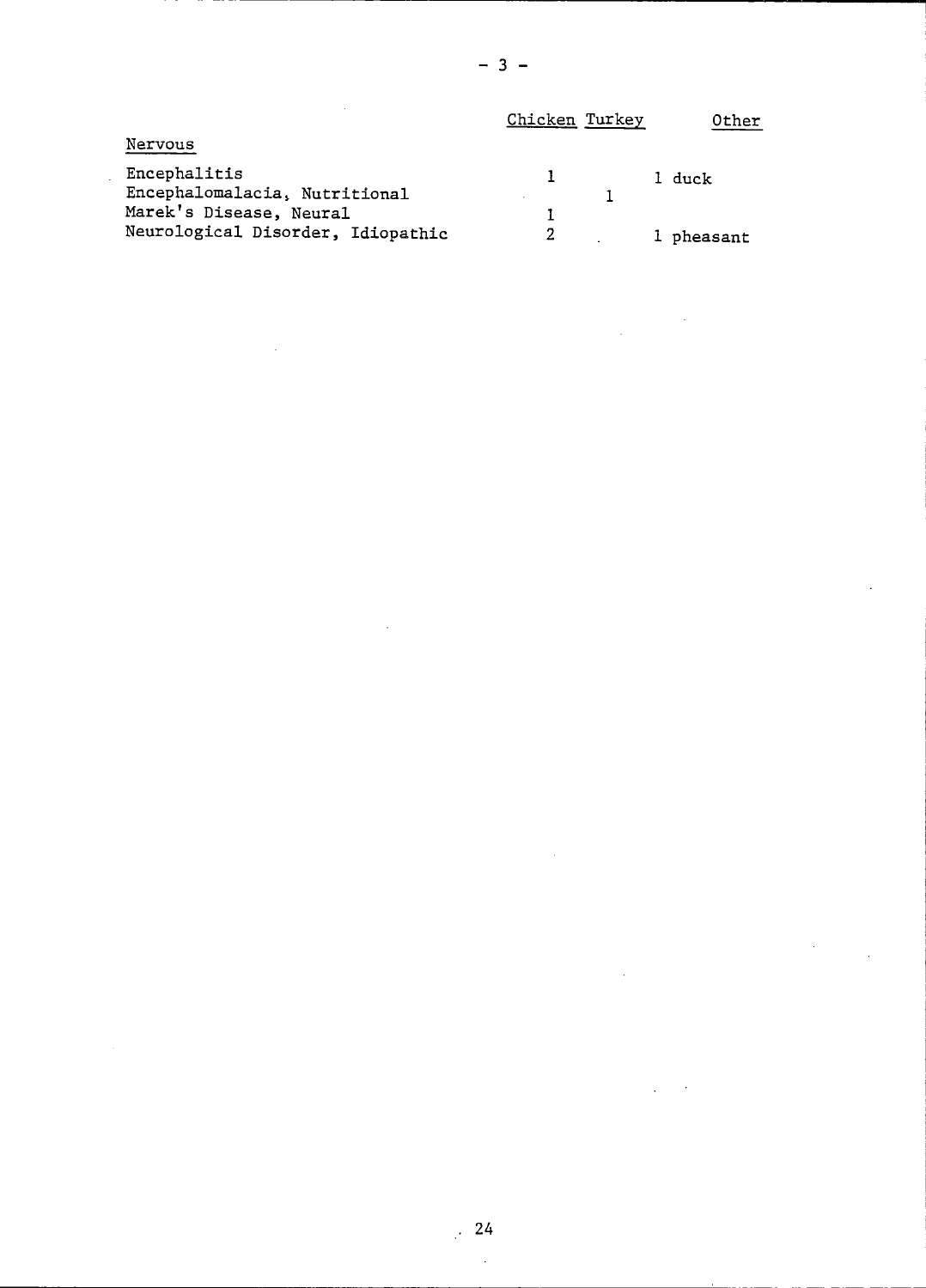| | Chicken | Turkey | Other |
|---|---|---|---|
| **Nervous** | | | |
| Encephalitis | 1 | | 1 duck |
| Encephalomalacia, Nutritional | | 1 | |
| Marek's Disease, Neural | 1 | | |
| Neurological Disorder, Idiopathic | 2 | | 1 pheasant |